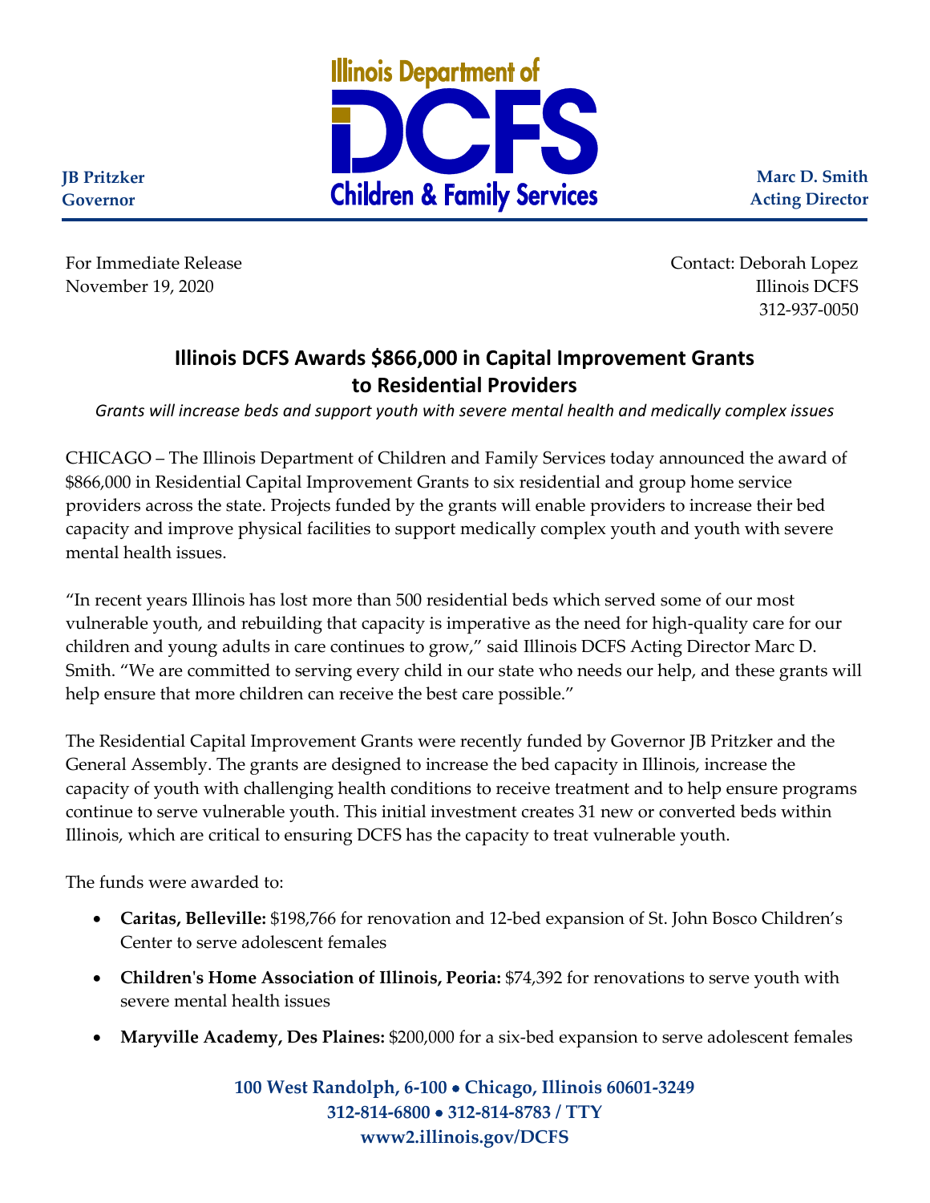Illinois Department of DCFS Children & Family Services

**JB Pritzker**
**Governor**

**Marc D. Smith**
**Acting Director**

For Immediate Release
November 19, 2020

Contact: Deborah Lopez
Illinois DCFS
312-937-0050

## Illinois DCFS Awards $866,000 in Capital Improvement Grants to Residential Providers

*Grants will increase beds and support youth with severe mental health and medically complex issues*

CHICAGO – The Illinois Department of Children and Family Services today announced the award of $866,000 in Residential Capital Improvement Grants to six residential and group home service providers across the state. Projects funded by the grants will enable providers to increase their bed capacity and improve physical facilities to support medically complex youth and youth with severe mental health issues.

"In recent years Illinois has lost more than 500 residential beds which served some of our most vulnerable youth, and rebuilding that capacity is imperative as the need for high-quality care for our children and young adults in care continues to grow," said Illinois DCFS Acting Director Marc D. Smith. "We are committed to serving every child in our state who needs our help, and these grants will help ensure that more children can receive the best care possible."

The Residential Capital Improvement Grants were recently funded by Governor JB Pritzker and the General Assembly. The grants are designed to increase the bed capacity in Illinois, increase the capacity of youth with challenging health conditions to receive treatment and to help ensure programs continue to serve vulnerable youth. This initial investment creates 31 new or converted beds within Illinois, which are critical to ensuring DCFS has the capacity to treat vulnerable youth.

The funds were awarded to:

- **Caritas, Belleville:** $198,766 for renovation and 12-bed expansion of St. John Bosco Children's Center to serve adolescent females
- **Children's Home Association of Illinois, Peoria:** $74,392 for renovations to serve youth with severe mental health issues
- **Maryville Academy, Des Plaines:** $200,000 for a six-bed expansion to serve adolescent females

100 West Randolph, 6-100 • Chicago, Illinois 60601-3249
312-814-6800 • 312-814-8783 / TTY
www2.illinois.gov/DCFS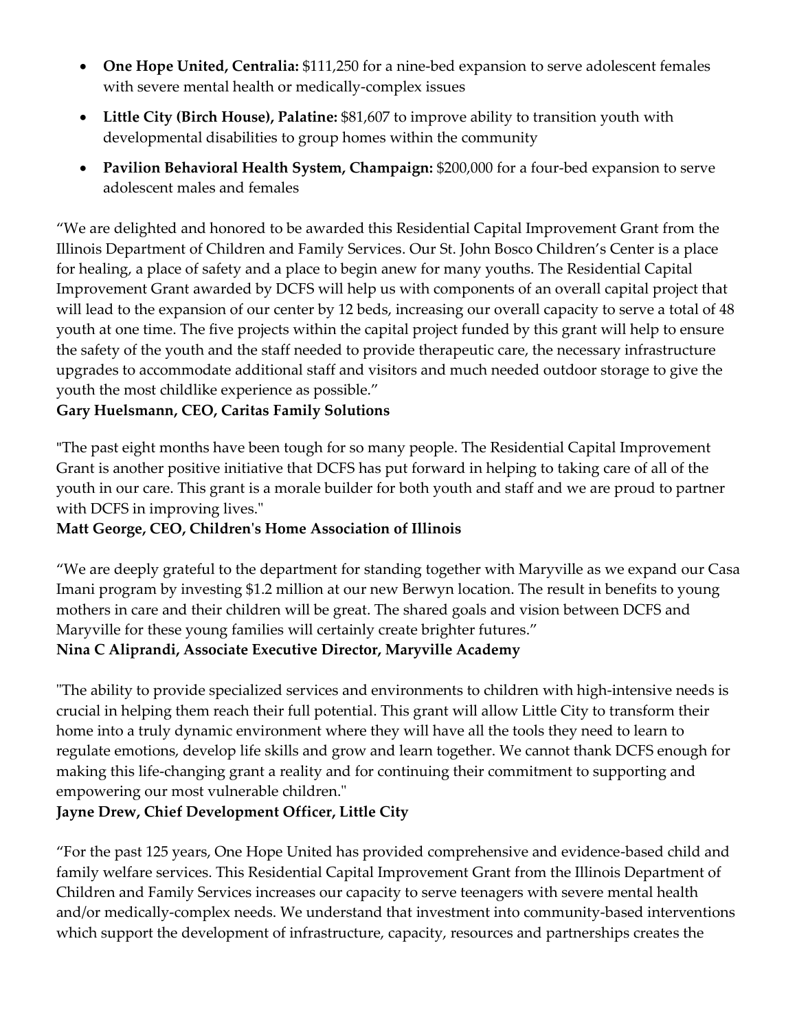- **One Hope United, Centralia:** $111,250 for a nine-bed expansion to serve adolescent females with severe mental health or medically-complex issues
- **Little City (Birch House), Palatine:** $81,607 to improve ability to transition youth with developmental disabilities to group homes within the community
- **Pavilion Behavioral Health System, Champaign:** $200,000 for a four-bed expansion to serve adolescent males and females

"We are delighted and honored to be awarded this Residential Capital Improvement Grant from the Illinois Department of Children and Family Services. Our St. John Bosco Children's Center is a place for healing, a place of safety and a place to begin anew for many youths. The Residential Capital Improvement Grant awarded by DCFS will help us with components of an overall capital project that will lead to the expansion of our center by 12 beds, increasing our overall capacity to serve a total of 48 youth at one time. The five projects within the capital project funded by this grant will help to ensure the safety of the youth and the staff needed to provide therapeutic care, the necessary infrastructure upgrades to accommodate additional staff and visitors and much needed outdoor storage to give the youth the most childlike experience as possible."
**Gary Huelsmann, CEO, Caritas Family Solutions**

"The past eight months have been tough for so many people. The Residential Capital Improvement Grant is another positive initiative that DCFS has put forward in helping to taking care of all of the youth in our care. This grant is a morale builder for both youth and staff and we are proud to partner with DCFS in improving lives."
**Matt George, CEO, Children's Home Association of Illinois**

"We are deeply grateful to the department for standing together with Maryville as we expand our Casa Imani program by investing $1.2 million at our new Berwyn location. The result in benefits to young mothers in care and their children will be great. The shared goals and vision between DCFS and Maryville for these young families will certainly create brighter futures."
**Nina C Aliprandi, Associate Executive Director, Maryville Academy**

"The ability to provide specialized services and environments to children with high-intensive needs is crucial in helping them reach their full potential. This grant will allow Little City to transform their home into a truly dynamic environment where they will have all the tools they need to learn to regulate emotions, develop life skills and grow and learn together. We cannot thank DCFS enough for making this life-changing grant a reality and for continuing their commitment to supporting and empowering our most vulnerable children."
**Jayne Drew, Chief Development Officer, Little City**

"For the past 125 years, One Hope United has provided comprehensive and evidence-based child and family welfare services. This Residential Capital Improvement Grant from the Illinois Department of Children and Family Services increases our capacity to serve teenagers with severe mental health and/or medically-complex needs. We understand that investment into community-based interventions which support the development of infrastructure, capacity, resources and partnerships creates the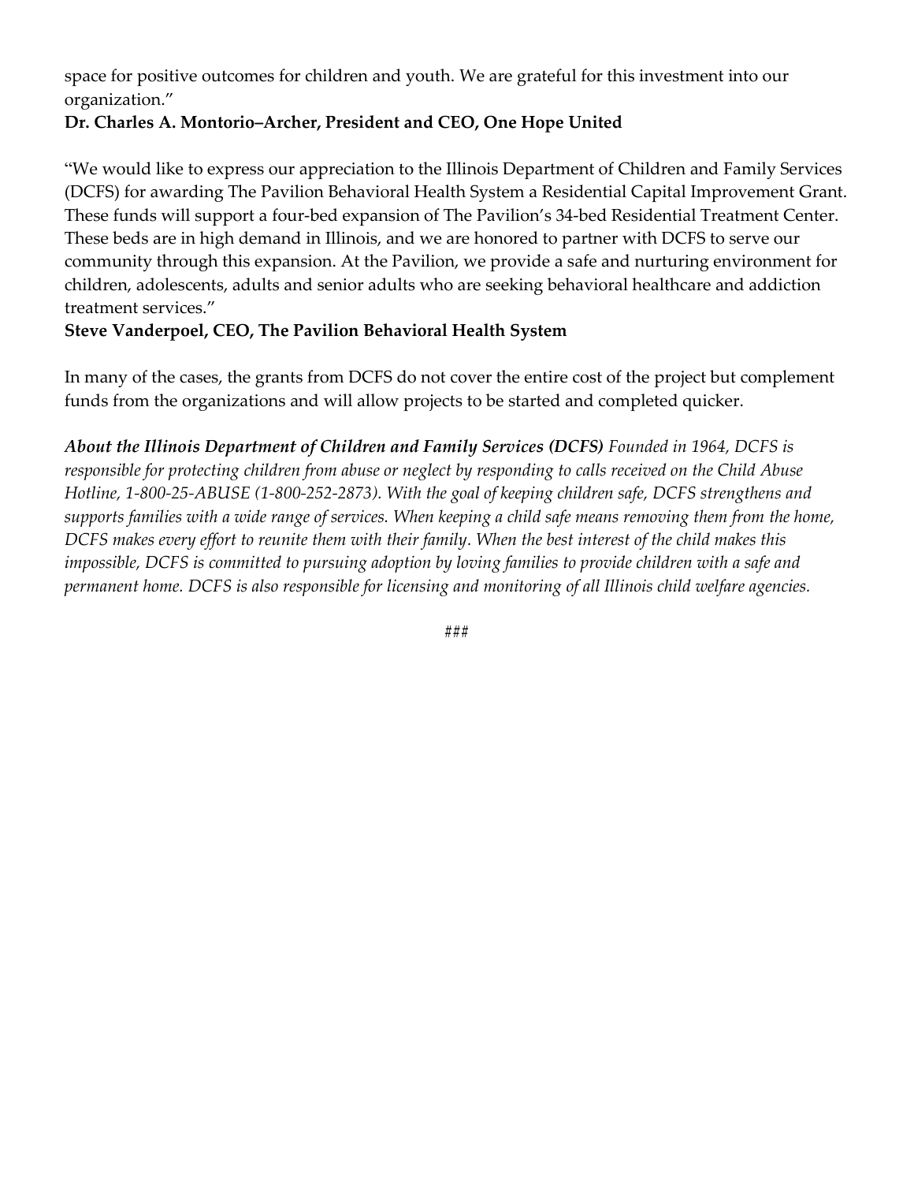space for positive outcomes for children and youth. We are grateful for this investment into our organization."

**Dr. Charles A. Montorio–Archer, President and CEO, One Hope United**

"We would like to express our appreciation to the Illinois Department of Children and Family Services (DCFS) for awarding The Pavilion Behavioral Health System a Residential Capital Improvement Grant. These funds will support a four-bed expansion of The Pavilion's 34-bed Residential Treatment Center. These beds are in high demand in Illinois, and we are honored to partner with DCFS to serve our community through this expansion. At the Pavilion, we provide a safe and nurturing environment for children, adolescents, adults and senior adults who are seeking behavioral healthcare and addiction treatment services."

**Steve Vanderpoel, CEO, The Pavilion Behavioral Health System**

In many of the cases, the grants from DCFS do not cover the entire cost of the project but complement funds from the organizations and will allow projects to be started and completed quicker.

***About the Illinois Department of Children and Family Services (DCFS)*** *Founded in 1964, DCFS is responsible for protecting children from abuse or neglect by responding to calls received on the Child Abuse Hotline, 1-800-25-ABUSE (1-800-252-2873). With the goal of keeping children safe, DCFS strengthens and supports families with a wide range of services. When keeping a child safe means removing them from the home, DCFS makes every effort to reunite them with their family. When the best interest of the child makes this impossible, DCFS is committed to pursuing adoption by loving families to provide children with a safe and permanent home. DCFS is also responsible for licensing and monitoring of all Illinois child welfare agencies.*

###